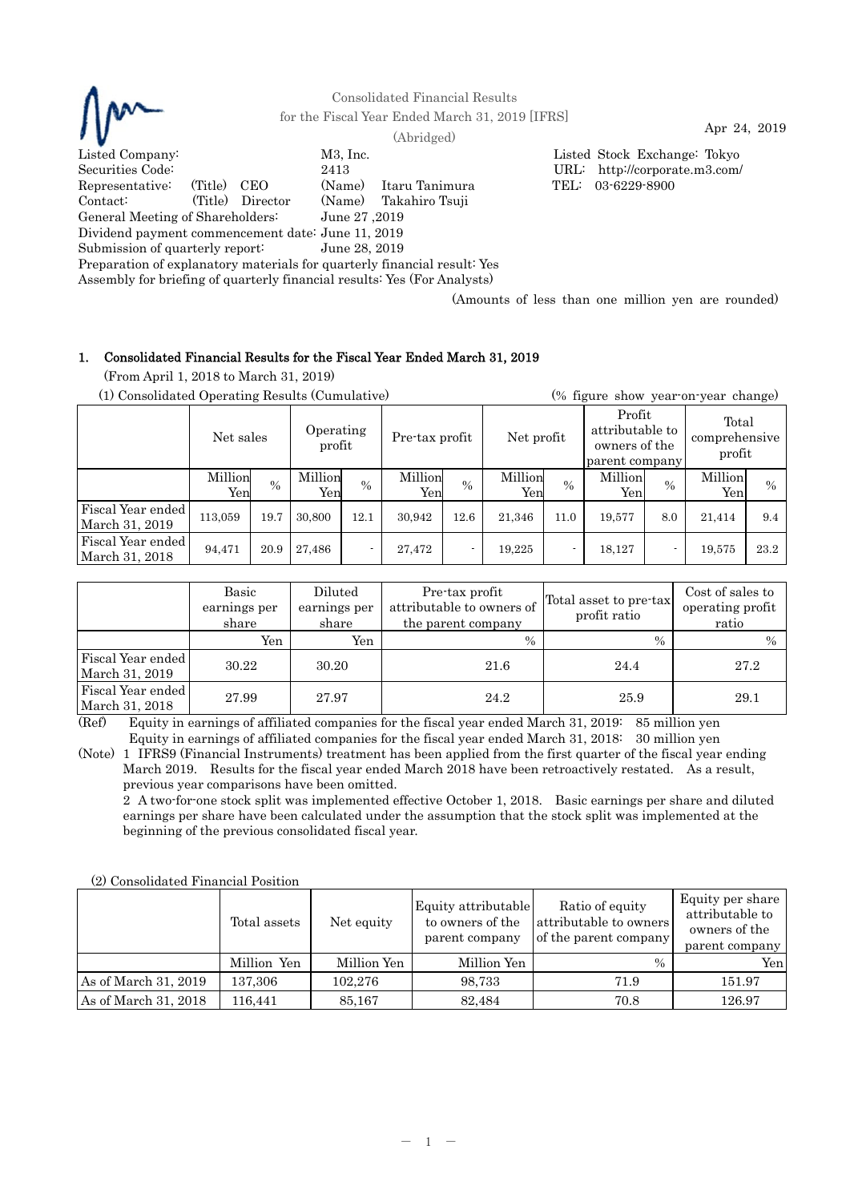Consolidated Financial Results
for the Fiscal Year Ended March 31, 2019 [IFRS]
(Abridged)

Apr 24, 2019

Listed Company: M3, Inc. Listed Stock Exchange: Tokyo
Securities Code: 2413 URL: http://corporate.m3.com/
Representative: (Title) CEO (Name) Itaru Tanimura TEL: 03-6229-8900
Contact: (Title) Director (Name) Takahiro Tsuji
General Meeting of Shareholders: June 27 ,2019
Dividend payment commencement date: June 11, 2019
Submission of quarterly report: June 28, 2019
Preparation of explanatory materials for quarterly financial result: Yes
Assembly for briefing of quarterly financial results: Yes (For Analysts)

(Amounts of less than one million yen are rounded)

## 1. Consolidated Financial Results for the Fiscal Year Ended March 31, 2019

(From April 1, 2018 to March 31, 2019)

(1) Consolidated Operating Results (Cumulative) (% figure show year-on-year change)

| | Net sales | | Operating profit | | Pre-tax profit | | Net profit | | Profit attributable to owners of the parent company | | Total comprehensive profit | |
|---|---|---|---|---|---|---|---|---|---|---|---|---|
| | Million Yen | % | Million Yen | % | Million Yen | % | Million Yen | % | Million Yen | % | Million Yen | % |
| Fiscal Year ended March 31, 2019 | 113,059 | 19.7 | 30,800 | 12.1 | 30,942 | 12.6 | 21,346 | 11.0 | 19,577 | 8.0 | 21,414 | 9.4 |
| Fiscal Year ended March 31, 2018 | 94,471 | 20.9 | 27,486 | - | 27,472 | - | 19,225 | - | 18,127 | - | 19,575 | 23.2 |

| | Basic earnings per share | Diluted earnings per share | Pre-tax profit attributable to owners of the parent company | Total asset to pre-tax profit ratio | Cost of sales to operating profit ratio |
|---|---|---|---|---|---|
| | Yen | Yen | % | % | % |
| Fiscal Year ended March 31, 2019 | 30.22 | 30.20 | 21.6 | 24.4 | 27.2 |
| Fiscal Year ended March 31, 2018 | 27.99 | 27.97 | 24.2 | 25.9 | 29.1 |

(Ref) Equity in earnings of affiliated companies for the fiscal year ended March 31, 2019: 85 million yen
Equity in earnings of affiliated companies for the fiscal year ended March 31, 2018: 30 million yen

(Note) 1 IFRS9 (Financial Instruments) treatment has been applied from the first quarter of the fiscal year ending March 2019. Results for the fiscal year ended March 2018 have been retroactively restated. As a result, previous year comparisons have been omitted.
2 A two-for-one stock split was implemented effective October 1, 2018. Basic earnings per share and diluted earnings per share have been calculated under the assumption that the stock split was implemented at the beginning of the previous consolidated fiscal year.

(2) Consolidated Financial Position

| | Total assets | Net equity | Equity attributable to owners of the parent company | Ratio of equity attributable to owners of the parent company | Equity per share attributable to owners of the parent company |
|---|---|---|---|---|---|
| | Million Yen | Million Yen | Million Yen | % | Yen |
| As of March 31, 2019 | 137,306 | 102,276 | 98,733 | 71.9 | 151.97 |
| As of March 31, 2018 | 116,441 | 85,167 | 82,484 | 70.8 | 126.97 |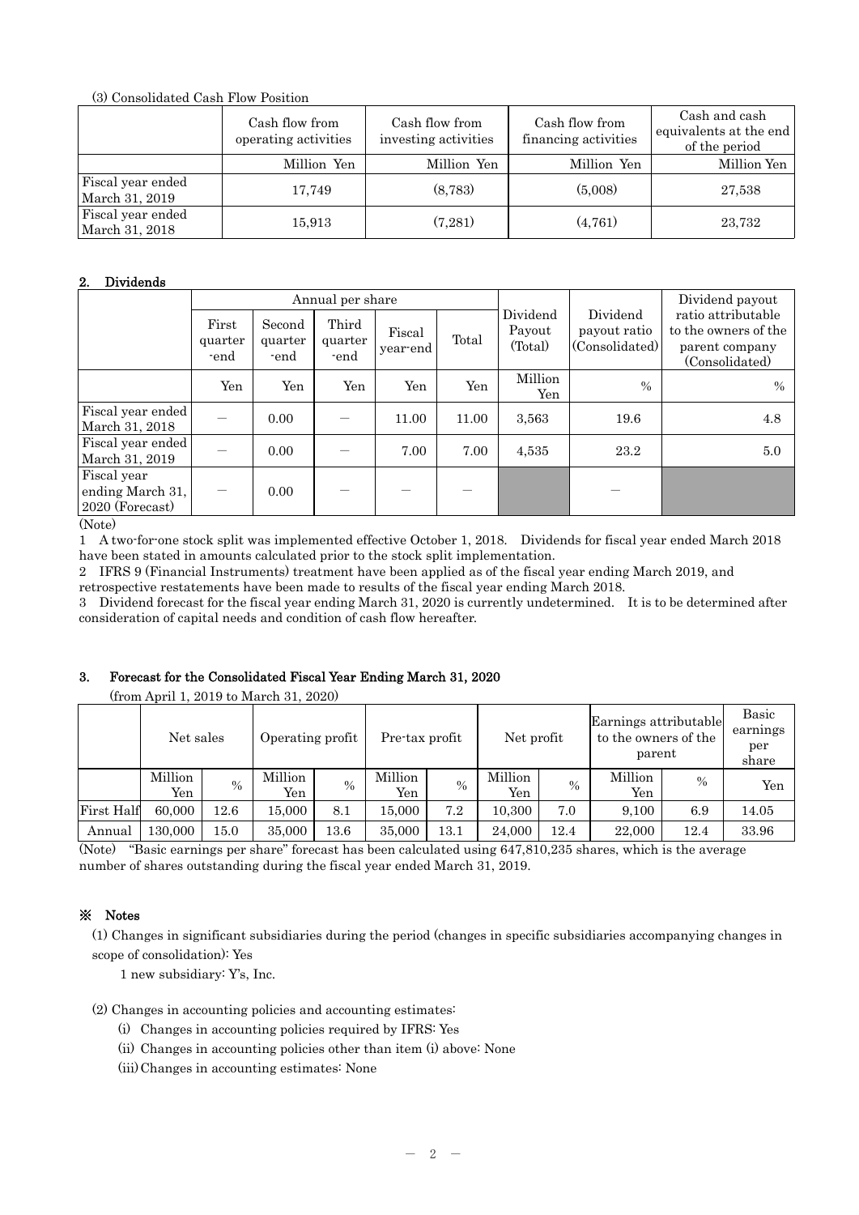(3) Consolidated Cash Flow Position

| | Cash flow from operating activities | Cash flow from investing activities | Cash flow from financing activities | Cash and cash equivalents at the end of the period |
|---|---|---|---|---|
| | Million Yen | Million Yen | Million Yen | Million Yen |
| Fiscal year ended March 31, 2019 | 17,749 | (8,783) | (5,008) | 27,538 |
| Fiscal year ended March 31, 2018 | 15,913 | (7,281) | (4,761) | 23,732 |

## 2. Dividends

| | Annual per share | | | | | Dividend Payout (Total) | Dividend payout ratio (Consolidated) | Dividend payout ratio attributable to the owners of the parent company (Consolidated) |
|---|---|---|---|---|---|---|---|---|
| | First quarter -end | Second quarter -end | Third quarter -end | Fiscal year-end | Total | | | |
| | Yen | Yen | Yen | Yen | Yen | Million Yen | % | % |
| Fiscal year ended March 31, 2018 | — | 0.00 | — | 11.00 | 11.00 | 3,563 | 19.6 | 4.8 |
| Fiscal year ended March 31, 2019 | — | 0.00 | — | 7.00 | 7.00 | 4,535 | 23.2 | 5.0 |
| Fiscal year ending March 31, 2020 (Forecast) | — | 0.00 | — | — | — | | — | |

(Note)

1 A two-for-one stock split was implemented effective October 1, 2018. Dividends for fiscal year ended March 2018 have been stated in amounts calculated prior to the stock split implementation.

2 IFRS 9 (Financial Instruments) treatment have been applied as of the fiscal year ending March 2019, and retrospective restatements have been made to results of the fiscal year ending March 2018.

3 Dividend forecast for the fiscal year ending March 31, 2020 is currently undetermined. It is to be determined after consideration of capital needs and condition of cash flow hereafter.

## 3. Forecast for the Consolidated Fiscal Year Ending March 31, 2020

(from April 1, 2019 to March 31, 2020)

| | Net sales | | Operating profit | | Pre-tax profit | | Net profit | | Earnings attributable to the owners of the parent | | Basic earnings per share |
|---|---|---|---|---|---|---|---|---|---|---|---|
| | Million Yen | % | Million Yen | % | Million Yen | % | Million Yen | % | Million Yen | % | Yen |
| First Half | 60,000 | 12.6 | 15,000 | 8.1 | 15,000 | 7.2 | 10,300 | 7.0 | 9,100 | 6.9 | 14.05 |
| Annual | 130,000 | 15.0 | 35,000 | 13.6 | 35,000 | 13.1 | 24,000 | 12.4 | 22,000 | 12.4 | 33.96 |

(Note) "Basic earnings per share" forecast has been calculated using 647,810,235 shares, which is the average number of shares outstanding during the fiscal year ended March 31, 2019.

## ※ Notes

(1) Changes in significant subsidiaries during the period (changes in specific subsidiaries accompanying changes in scope of consolidation): Yes

1 new subsidiary: Y's, Inc.

(2) Changes in accounting policies and accounting estimates:

(i) Changes in accounting policies required by IFRS: Yes

(ii) Changes in accounting policies other than item (i) above: None

(iii) Changes in accounting estimates: None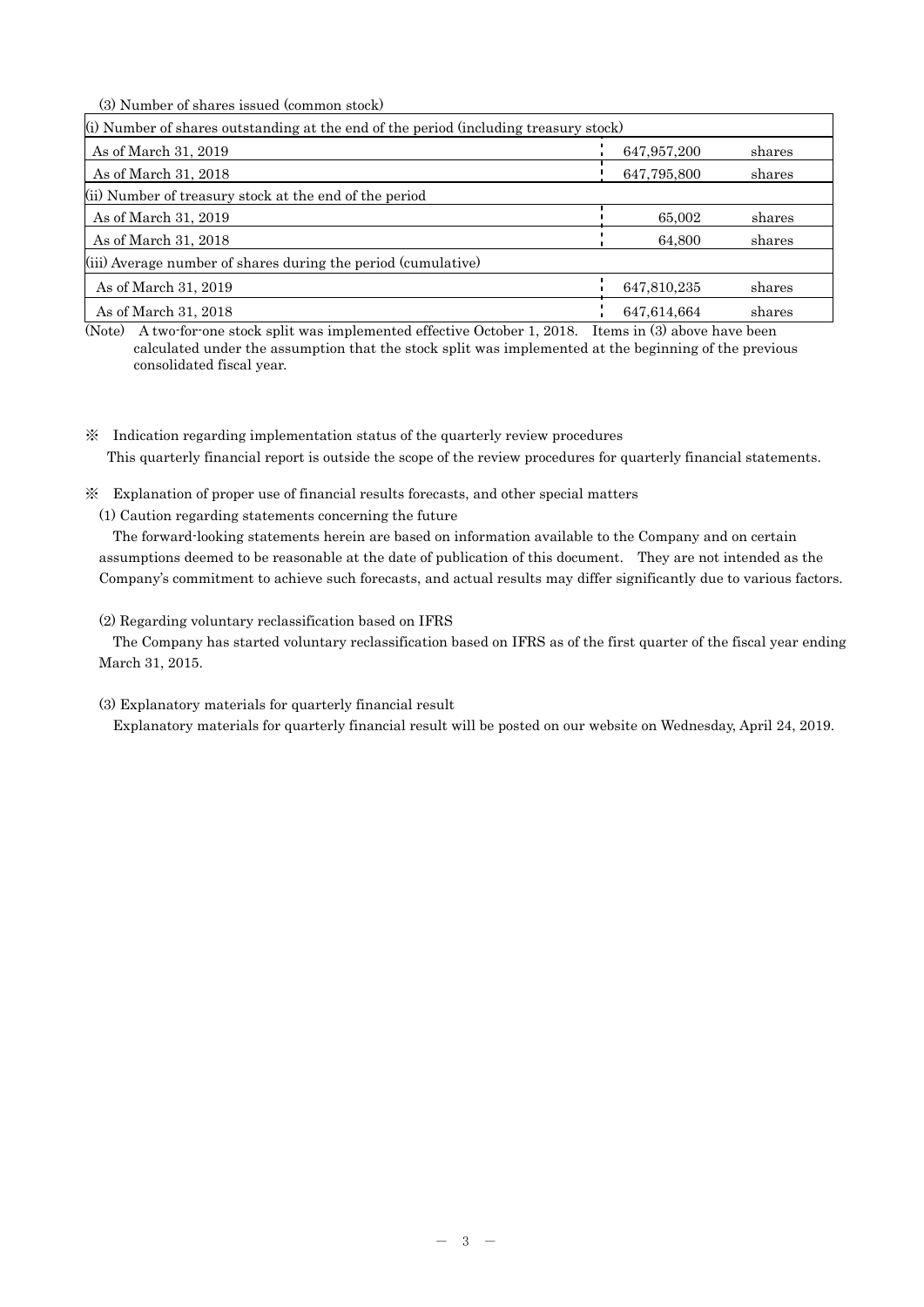(3) Number of shares issued (common stock)

| (i) Number of shares outstanding at the end of the period (including treasury stock) | | |
|---|---|---|
| As of March 31, 2019 | 647,957,200 | shares |
| As of March 31, 2018 | 647,795,800 | shares |
| (ii) Number of treasury stock at the end of the period | | |
| As of March 31, 2019 | 65,002 | shares |
| As of March 31, 2018 | 64,800 | shares |
| (iii) Average number of shares during the period (cumulative) | | |
| As of March 31, 2019 | 647,810,235 | shares |
| As of March 31, 2018 | 647,614,664 | shares |

(Note) A two-for-one stock split was implemented effective October 1, 2018. Items in (3) above have been calculated under the assumption that the stock split was implemented at the beginning of the previous consolidated fiscal year.

※ Indication regarding implementation status of the quarterly review procedures

This quarterly financial report is outside the scope of the review procedures for quarterly financial statements.

※ Explanation of proper use of financial results forecasts, and other special matters

(1) Caution regarding statements concerning the future

The forward-looking statements herein are based on information available to the Company and on certain assumptions deemed to be reasonable at the date of publication of this document. They are not intended as the Company's commitment to achieve such forecasts, and actual results may differ significantly due to various factors.

(2) Regarding voluntary reclassification based on IFRS

The Company has started voluntary reclassification based on IFRS as of the first quarter of the fiscal year ending March 31, 2015.

(3) Explanatory materials for quarterly financial result

Explanatory materials for quarterly financial result will be posted on our website on Wednesday, April 24, 2019.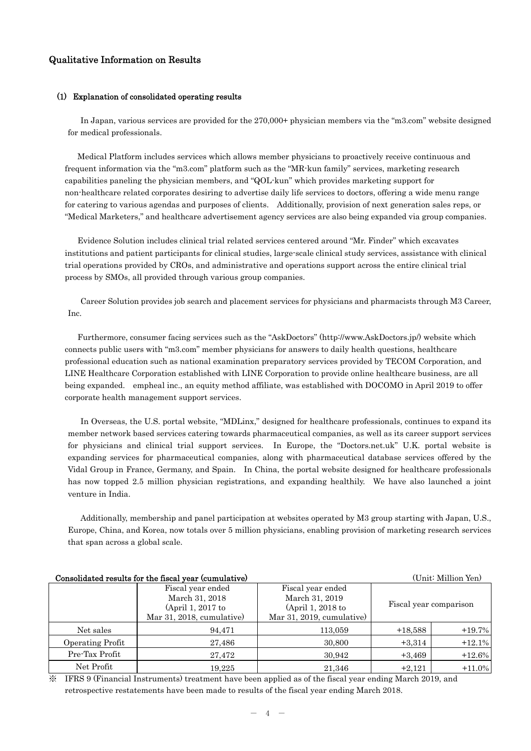## Qualitative Information on Results

### (1) Explanation of consolidated operating results

In Japan, various services are provided for the 270,000+ physician members via the "m3.com" website designed for medical professionals.

Medical Platform includes services which allows member physicians to proactively receive continuous and frequent information via the "m3.com" platform such as the "MR-kun family" services, marketing research capabilities paneling the physician members, and "QOL-kun" which provides marketing support for non-healthcare related corporates desiring to advertise daily life services to doctors, offering a wide menu range for catering to various agendas and purposes of clients. Additionally, provision of next generation sales reps, or "Medical Marketers," and healthcare advertisement agency services are also being expanded via group companies.

Evidence Solution includes clinical trial related services centered around "Mr. Finder" which excavates institutions and patient participants for clinical studies, large-scale clinical study services, assistance with clinical trial operations provided by CROs, and administrative and operations support across the entire clinical trial process by SMOs, all provided through various group companies.

Career Solution provides job search and placement services for physicians and pharmacists through M3 Career, Inc.

Furthermore, consumer facing services such as the "AskDoctors" (http://www.AskDoctors.jp/) website which connects public users with "m3.com" member physicians for answers to daily health questions, healthcare professional education such as national examination preparatory services provided by TECOM Corporation, and LINE Healthcare Corporation established with LINE Corporation to provide online healthcare business, are all being expanded. empheal inc., an equity method affiliate, was established with DOCOMO in April 2019 to offer corporate health management support services.

In Overseas, the U.S. portal website, "MDLinx," designed for healthcare professionals, continues to expand its member network based services catering towards pharmaceutical companies, as well as its career support services for physicians and clinical trial support services. In Europe, the "Doctors.net.uk" U.K. portal website is expanding services for pharmaceutical companies, along with pharmaceutical database services offered by the Vidal Group in France, Germany, and Spain. In China, the portal website designed for healthcare professionals has now topped 2.5 million physician registrations, and expanding healthily. We have also launched a joint venture in India.

Additionally, membership and panel participation at websites operated by M3 group starting with Japan, U.S., Europe, China, and Korea, now totals over 5 million physicians, enabling provision of marketing research services that span across a global scale.

**Consolidated results for the fiscal year (cumulative)** (Unit: Million Yen)

| | Fiscal year ended March 31, 2018 (April 1, 2017 to Mar 31, 2018, cumulative) | Fiscal year ended March 31, 2019 (April 1, 2018 to Mar 31, 2019, cumulative) | Fiscal year comparison | |
|---|---|---|---|---|
| Net sales | 94,471 | 113,059 | +18,588 | +19.7% |
| Operating Profit | 27,486 | 30,800 | +3,314 | +12.1% |
| Pre-Tax Profit | 27,472 | 30,942 | +3,469 | +12.6% |
| Net Profit | 19,225 | 21,346 | +2,121 | +11.0% |

※ IFRS 9 (Financial Instruments) treatment have been applied as of the fiscal year ending March 2019, and retrospective restatements have been made to results of the fiscal year ending March 2018.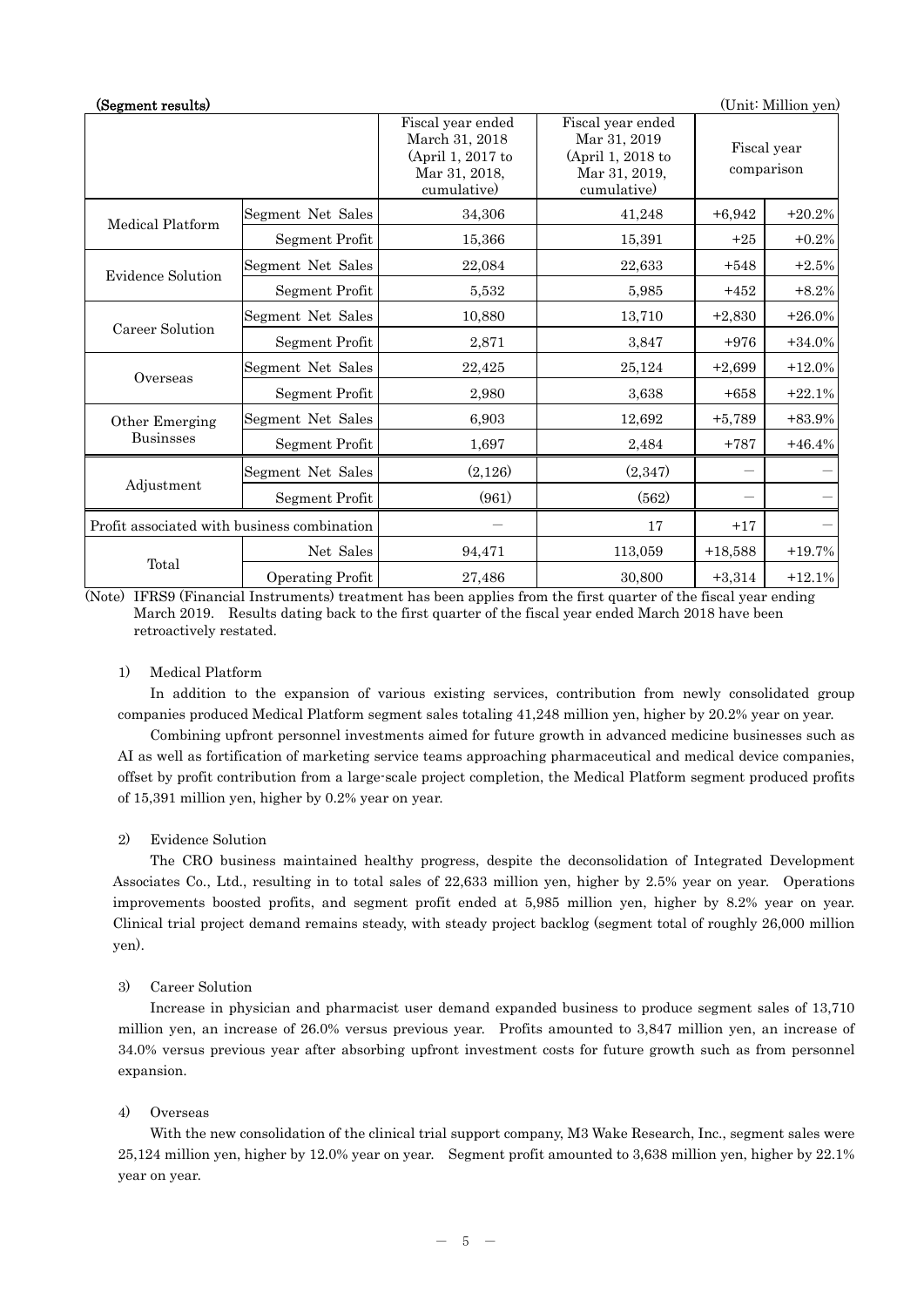**(Segment results)** (Unit: Million yen)

| | | Fiscal year ended March 31, 2018 (April 1, 2017 to Mar 31, 2018, cumulative) | Fiscal year ended Mar 31, 2019 (April 1, 2018 to Mar 31, 2019, cumulative) | Fiscal year comparison | |
|---|---|---|---|---|---|
| Medical Platform | Segment Net Sales | 34,306 | 41,248 | +6,942 | +20.2% |
| | Segment Profit | 15,366 | 15,391 | +25 | +0.2% |
| Evidence Solution | Segment Net Sales | 22,084 | 22,633 | +548 | +2.5% |
| | Segment Profit | 5,532 | 5,985 | +452 | +8.2% |
| Career Solution | Segment Net Sales | 10,880 | 13,710 | +2,830 | +26.0% |
| | Segment Profit | 2,871 | 3,847 | +976 | +34.0% |
| Overseas | Segment Net Sales | 22,425 | 25,124 | +2,699 | +12.0% |
| | Segment Profit | 2,980 | 3,638 | +658 | +22.1% |
| Other Emerging Businsses | Segment Net Sales | 6,903 | 12,692 | +5,789 | +83.9% |
| | Segment Profit | 1,697 | 2,484 | +787 | +46.4% |
| Adjustment | Segment Net Sales | (2,126) | (2,347) | — | — |
| | Segment Profit | (961) | (562) | — | — |
| Profit associated with business combination | | — | 17 | +17 | — |
| Total | Net Sales | 94,471 | 113,059 | +18,588 | +19.7% |
| | Operating Profit | 27,486 | 30,800 | +3,314 | +12.1% |

(Note) IFRS9 (Financial Instruments) treatment has been applies from the first quarter of the fiscal year ending March 2019. Results dating back to the first quarter of the fiscal year ended March 2018 have been retroactively restated.

1) Medical Platform

In addition to the expansion of various existing services, contribution from newly consolidated group companies produced Medical Platform segment sales totaling 41,248 million yen, higher by 20.2% year on year.

Combining upfront personnel investments aimed for future growth in advanced medicine businesses such as AI as well as fortification of marketing service teams approaching pharmaceutical and medical device companies, offset by profit contribution from a large-scale project completion, the Medical Platform segment produced profits of 15,391 million yen, higher by 0.2% year on year.

2) Evidence Solution

The CRO business maintained healthy progress, despite the deconsolidation of Integrated Development Associates Co., Ltd., resulting in to total sales of 22,633 million yen, higher by 2.5% year on year. Operations improvements boosted profits, and segment profit ended at 5,985 million yen, higher by 8.2% year on year. Clinical trial project demand remains steady, with steady project backlog (segment total of roughly 26,000 million yen).

3) Career Solution

Increase in physician and pharmacist user demand expanded business to produce segment sales of 13,710 million yen, an increase of 26.0% versus previous year. Profits amounted to 3,847 million yen, an increase of 34.0% versus previous year after absorbing upfront investment costs for future growth such as from personnel expansion.

4) Overseas

With the new consolidation of the clinical trial support company, M3 Wake Research, Inc., segment sales were 25,124 million yen, higher by 12.0% year on year. Segment profit amounted to 3,638 million yen, higher by 22.1% year on year.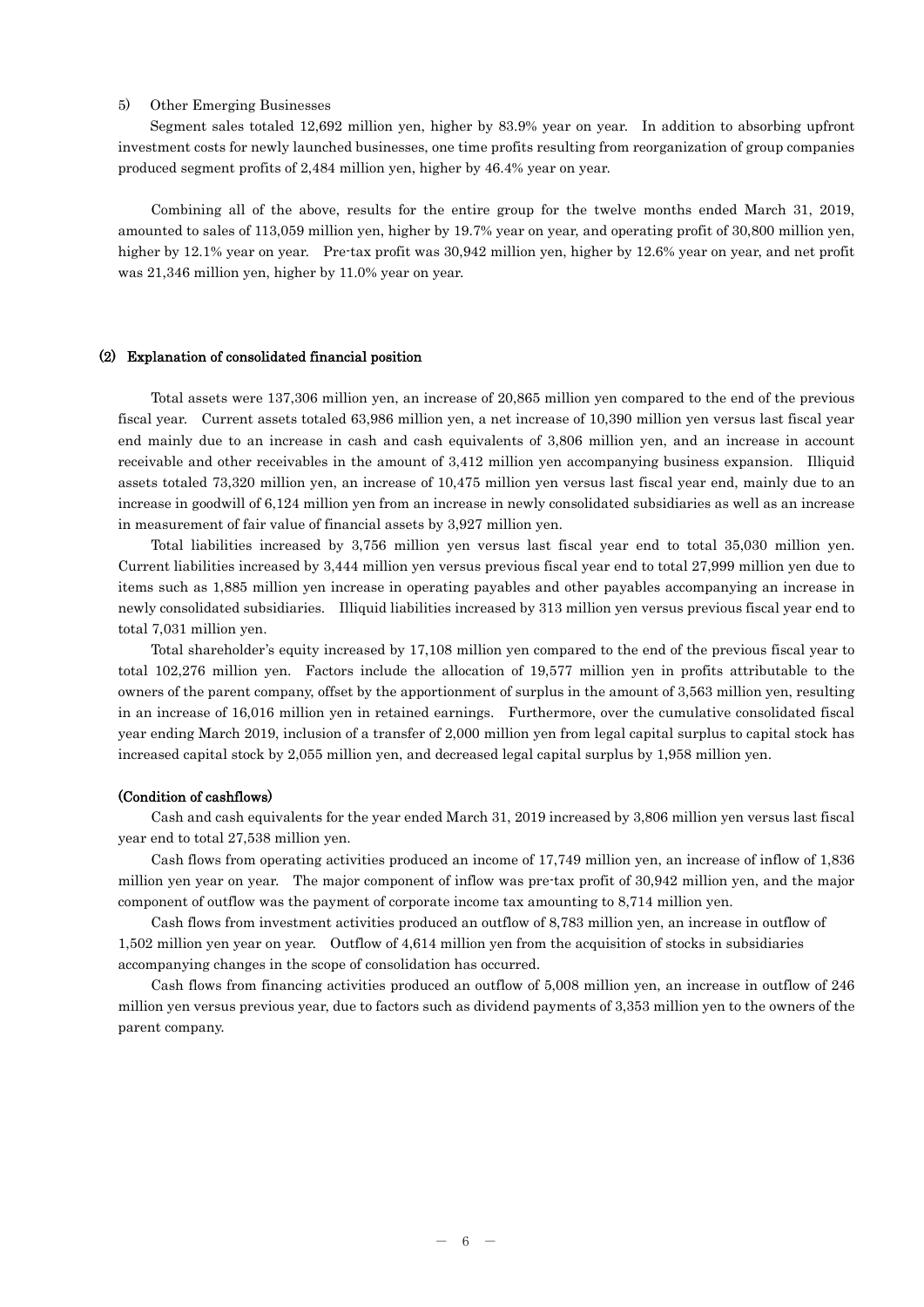5) Other Emerging Businesses

Segment sales totaled 12,692 million yen, higher by 83.9% year on year. In addition to absorbing upfront investment costs for newly launched businesses, one time profits resulting from reorganization of group companies produced segment profits of 2,484 million yen, higher by 46.4% year on year.

Combining all of the above, results for the entire group for the twelve months ended March 31, 2019, amounted to sales of 113,059 million yen, higher by 19.7% year on year, and operating profit of 30,800 million yen, higher by 12.1% year on year. Pre-tax profit was 30,942 million yen, higher by 12.6% year on year, and net profit was 21,346 million yen, higher by 11.0% year on year.

## (2) Explanation of consolidated financial position

Total assets were 137,306 million yen, an increase of 20,865 million yen compared to the end of the previous fiscal year. Current assets totaled 63,986 million yen, a net increase of 10,390 million yen versus last fiscal year end mainly due to an increase in cash and cash equivalents of 3,806 million yen, and an increase in account receivable and other receivables in the amount of 3,412 million yen accompanying business expansion. Illiquid assets totaled 73,320 million yen, an increase of 10,475 million yen versus last fiscal year end, mainly due to an increase in goodwill of 6,124 million yen from an increase in newly consolidated subsidiaries as well as an increase in measurement of fair value of financial assets by 3,927 million yen.

Total liabilities increased by 3,756 million yen versus last fiscal year end to total 35,030 million yen. Current liabilities increased by 3,444 million yen versus previous fiscal year end to total 27,999 million yen due to items such as 1,885 million yen increase in operating payables and other payables accompanying an increase in newly consolidated subsidiaries. Illiquid liabilities increased by 313 million yen versus previous fiscal year end to total 7,031 million yen.

Total shareholder's equity increased by 17,108 million yen compared to the end of the previous fiscal year to total 102,276 million yen. Factors include the allocation of 19,577 million yen in profits attributable to the owners of the parent company, offset by the apportionment of surplus in the amount of 3,563 million yen, resulting in an increase of 16,016 million yen in retained earnings. Furthermore, over the cumulative consolidated fiscal year ending March 2019, inclusion of a transfer of 2,000 million yen from legal capital surplus to capital stock has increased capital stock by 2,055 million yen, and decreased legal capital surplus by 1,958 million yen.

### (Condition of cashflows)

Cash and cash equivalents for the year ended March 31, 2019 increased by 3,806 million yen versus last fiscal year end to total 27,538 million yen.

Cash flows from operating activities produced an income of 17,749 million yen, an increase of inflow of 1,836 million yen year on year. The major component of inflow was pre-tax profit of 30,942 million yen, and the major component of outflow was the payment of corporate income tax amounting to 8,714 million yen.

Cash flows from investment activities produced an outflow of 8,783 million yen, an increase in outflow of 1,502 million yen year on year. Outflow of 4,614 million yen from the acquisition of stocks in subsidiaries accompanying changes in the scope of consolidation has occurred.

Cash flows from financing activities produced an outflow of 5,008 million yen, an increase in outflow of 246 million yen versus previous year, due to factors such as dividend payments of 3,353 million yen to the owners of the parent company.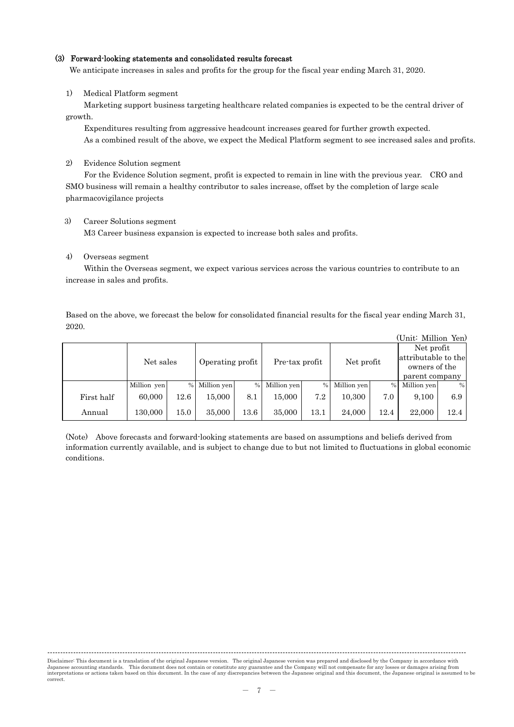### (3) Forward-looking statements and consolidated results forecast

We anticipate increases in sales and profits for the group for the fiscal year ending March 31, 2020.

1) Medical Platform segment

Marketing support business targeting healthcare related companies is expected to be the central driver of growth.

Expenditures resulting from aggressive headcount increases geared for further growth expected.

As a combined result of the above, we expect the Medical Platform segment to see increased sales and profits.

2) Evidence Solution segment

For the Evidence Solution segment, profit is expected to remain in line with the previous year. CRO and SMO business will remain a healthy contributor to sales increase, offset by the completion of large scale pharmacovigilance projects

3) Career Solutions segment

M3 Career business expansion is expected to increase both sales and profits.

4) Overseas segment

Within the Overseas segment, we expect various services across the various countries to contribute to an increase in sales and profits.

Based on the above, we forecast the below for consolidated financial results for the fiscal year ending March 31, 2020.

(Unit: Million Yen)

| | Net sales | | Operating profit | | Pre-tax profit | | Net profit | | Net profit attributable to the owners of the parent company | |
|---|---|---|---|---|---|---|---|---|---|---|
| | Million yen | % | Million yen | % | Million yen | % | Million yen | % | Million yen | % |
| First half | 60,000 | 12.6 | 15,000 | 8.1 | 15,000 | 7.2 | 10,300 | 7.0 | 9,100 | 6.9 |
| Annual | 130,000 | 15.0 | 35,000 | 13.6 | 35,000 | 13.1 | 24,000 | 12.4 | 22,000 | 12.4 |

(Note) Above forecasts and forward-looking statements are based on assumptions and beliefs derived from information currently available, and is subject to change due to but not limited to fluctuations in global economic conditions.

Disclaimer: This document is a translation of the original Japanese version. The original Japanese version was prepared and disclosed by the Company in accordance with Japanese accounting standards. This document does not contain or constitute any guarantee and the Company will not compensate for any losses or damages arising from interpretations or actions taken based on this document. In the case of any discrepancies between the Japanese original and this document, the Japanese original is assumed to be correct.